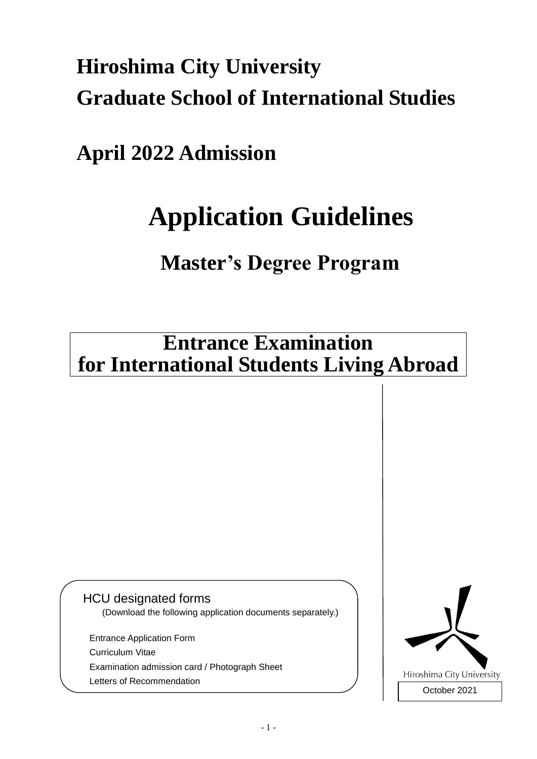# Hiroshima City University
# Graduate School of International Studies

# April 2022 Admission

# Application Guidelines

## Master's Degree Program

## Entrance Examination for International Students Living Abroad

HCU designated forms
(Download the following application documents separately.)

Entrance Application Form
Curriculum Vitae
Examination admission card / Photograph Sheet
Letters of Recommendation

Hiroshima City University

October 2021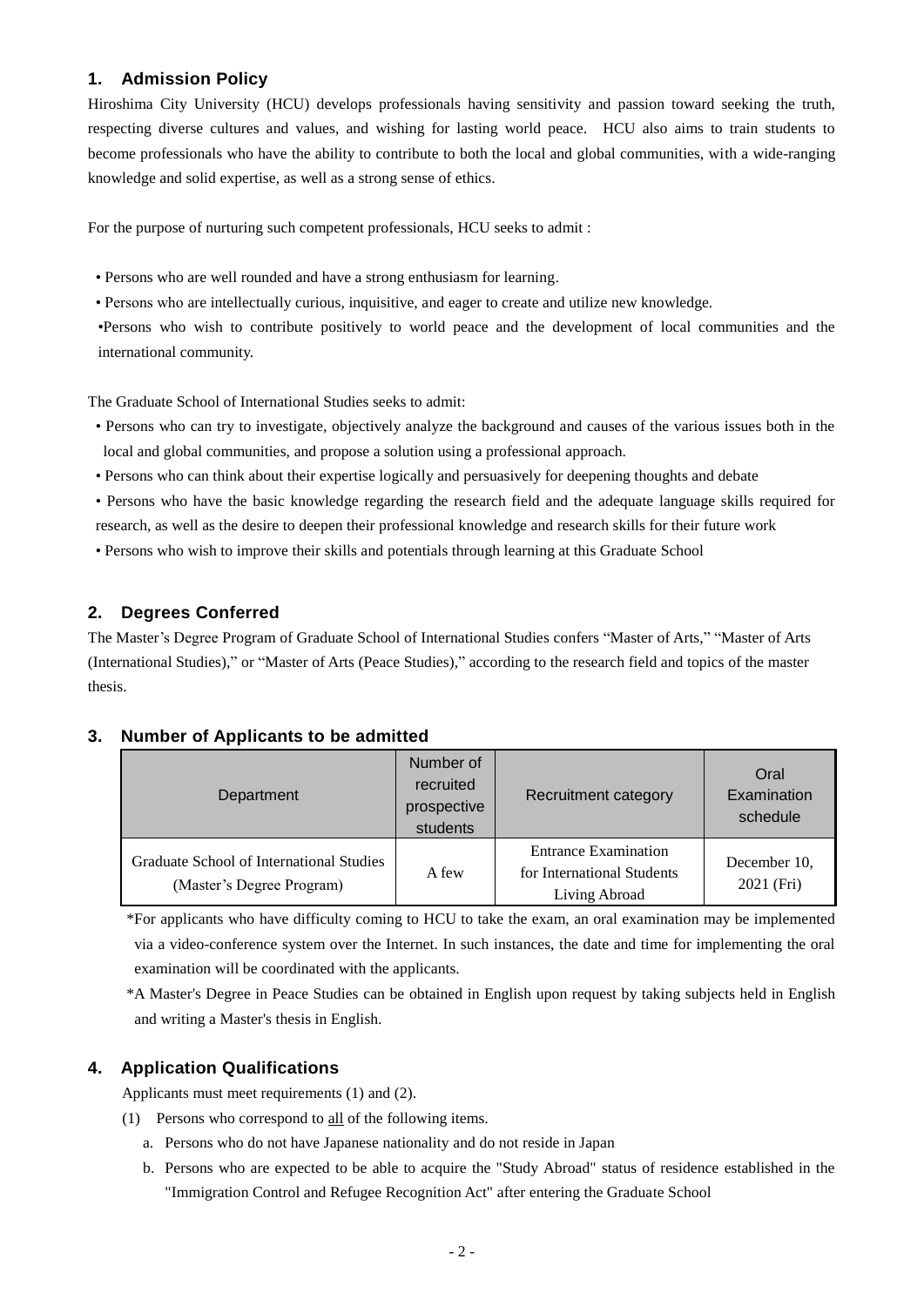## 1. Admission Policy

Hiroshima City University (HCU) develops professionals having sensitivity and passion toward seeking the truth, respecting diverse cultures and values, and wishing for lasting world peace. HCU also aims to train students to become professionals who have the ability to contribute to both the local and global communities, with a wide-ranging knowledge and solid expertise, as well as a strong sense of ethics.

For the purpose of nurturing such competent professionals, HCU seeks to admit :

- Persons who are well rounded and have a strong enthusiasm for learning.
- Persons who are intellectually curious, inquisitive, and eager to create and utilize new knowledge.
- Persons who wish to contribute positively to world peace and the development of local communities and the international community.

The Graduate School of International Studies seeks to admit:

- Persons who can try to investigate, objectively analyze the background and causes of the various issues both in the local and global communities, and propose a solution using a professional approach.
- Persons who can think about their expertise logically and persuasively for deepening thoughts and debate
- Persons who have the basic knowledge regarding the research field and the adequate language skills required for research, as well as the desire to deepen their professional knowledge and research skills for their future work
- Persons who wish to improve their skills and potentials through learning at this Graduate School

## 2. Degrees Conferred

The Master's Degree Program of Graduate School of International Studies confers "Master of Arts," "Master of Arts (International Studies)," or "Master of Arts (Peace Studies)," according to the research field and topics of the master thesis.

## 3. Number of Applicants to be admitted

| Department | Number of recruited prospective students | Recruitment category | Oral Examination schedule |
|---|---|---|---|
| Graduate School of International Studies (Master's Degree Program) | A few | Entrance Examination for International Students Living Abroad | December 10, 2021 (Fri) |

*For applicants who have difficulty coming to HCU to take the exam, an oral examination may be implemented via a video-conference system over the Internet. In such instances, the date and time for implementing the oral examination will be coordinated with the applicants.

*A Master's Degree in Peace Studies can be obtained in English upon request by taking subjects held in English and writing a Master's thesis in English.

## 4. Application Qualifications

Applicants must meet requirements (1) and (2).

(1) Persons who correspond to <u>all</u> of the following items.

a. Persons who do not have Japanese nationality and do not reside in Japan

b. Persons who are expected to be able to acquire the "Study Abroad" status of residence established in the "Immigration Control and Refugee Recognition Act" after entering the Graduate School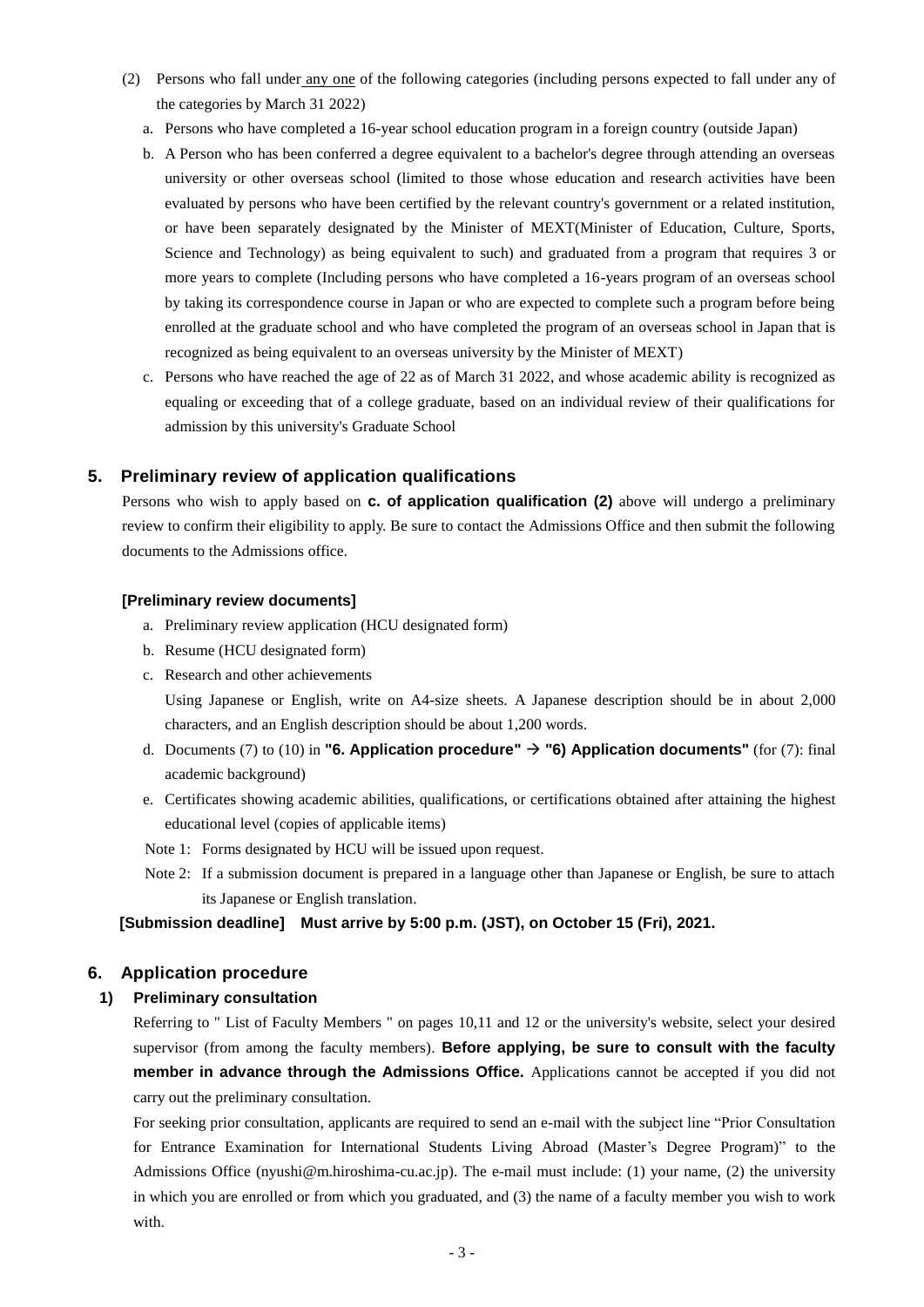(2) Persons who fall under any one of the following categories (including persons expected to fall under any of the categories by March 31 2022)

a. Persons who have completed a 16-year school education program in a foreign country (outside Japan)

b. A Person who has been conferred a degree equivalent to a bachelor's degree through attending an overseas university or other overseas school (limited to those whose education and research activities have been evaluated by persons who have been certified by the relevant country's government or a related institution, or have been separately designated by the Minister of MEXT(Minister of Education, Culture, Sports, Science and Technology) as being equivalent to such) and graduated from a program that requires 3 or more years to complete (Including persons who have completed a 16-years program of an overseas school by taking its correspondence course in Japan or who are expected to complete such a program before being enrolled at the graduate school and who have completed the program of an overseas school in Japan that is recognized as being equivalent to an overseas university by the Minister of MEXT)

c. Persons who have reached the age of 22 as of March 31 2022, and whose academic ability is recognized as equaling or exceeding that of a college graduate, based on an individual review of their qualifications for admission by this university's Graduate School

## 5. Preliminary review of application qualifications

Persons who wish to apply based on **c. of application qualification (2)** above will undergo a preliminary review to confirm their eligibility to apply. Be sure to contact the Admissions Office and then submit the following documents to the Admissions office.

**[Preliminary review documents]**

a. Preliminary review application (HCU designated form)

b. Resume (HCU designated form)

c. Research and other achievements
   Using Japanese or English, write on A4-size sheets. A Japanese description should be in about 2,000 characters, and an English description should be about 1,200 words.

d. Documents (7) to (10) in **"6. Application procedure" → "6) Application documents"** (for (7): final academic background)

e. Certificates showing academic abilities, qualifications, or certifications obtained after attaining the highest educational level (copies of applicable items)

Note 1: Forms designated by HCU will be issued upon request.

Note 2: If a submission document is prepared in a language other than Japanese or English, be sure to attach its Japanese or English translation.

**[Submission deadline] Must arrive by 5:00 p.m. (JST), on October 15 (Fri), 2021.**

## 6. Application procedure

### 1) Preliminary consultation

Referring to " List of Faculty Members " on pages 10,11 and 12 or the university's website, select your desired supervisor (from among the faculty members). **Before applying, be sure to consult with the faculty member in advance through the Admissions Office.** Applications cannot be accepted if you did not carry out the preliminary consultation.

For seeking prior consultation, applicants are required to send an e-mail with the subject line "Prior Consultation for Entrance Examination for International Students Living Abroad (Master's Degree Program)" to the Admissions Office (nyushi@m.hiroshima-cu.ac.jp). The e-mail must include: (1) your name, (2) the university in which you are enrolled or from which you graduated, and (3) the name of a faculty member you wish to work with.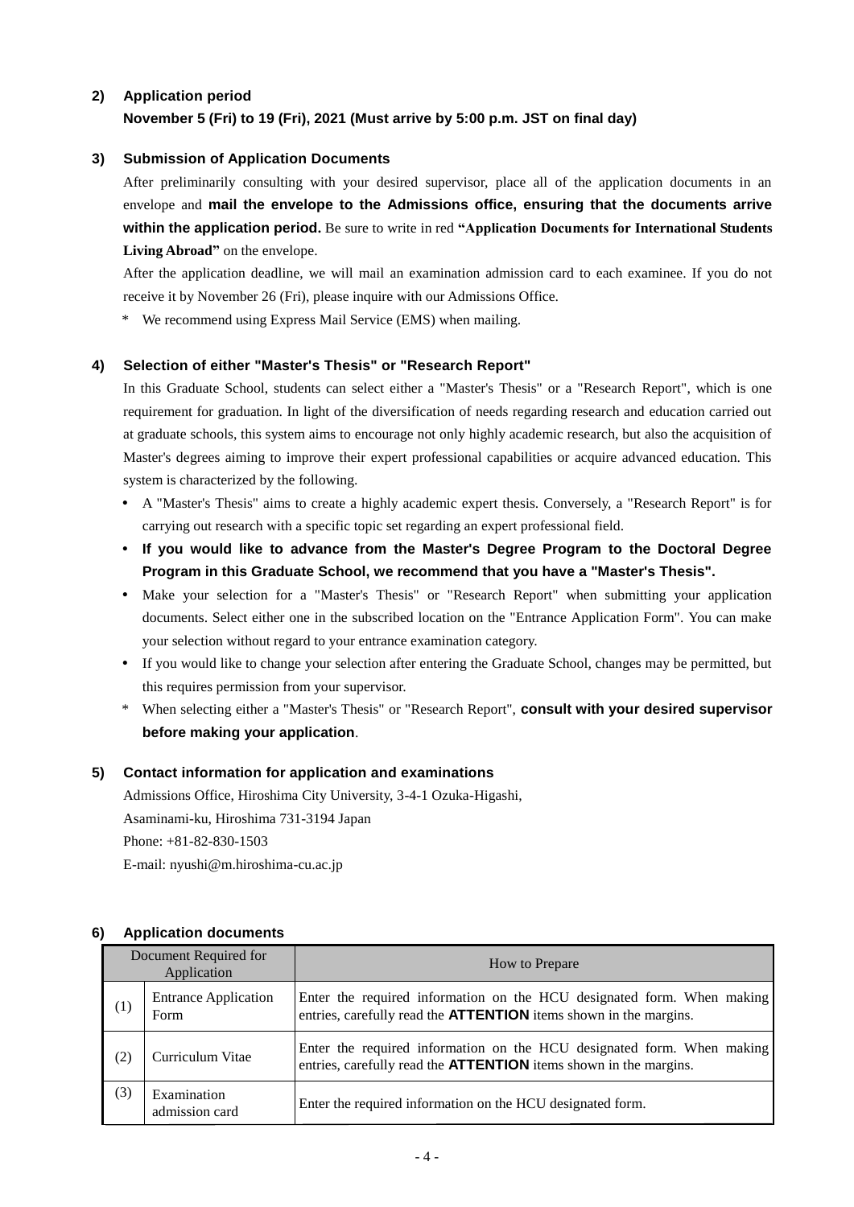### 2) Application period

**November 5 (Fri) to 19 (Fri), 2021 (Must arrive by 5:00 p.m. JST on final day)**

### 3) Submission of Application Documents

After preliminarily consulting with your desired supervisor, place all of the application documents in an envelope and **mail the envelope to the Admissions office, ensuring that the documents arrive within the application period.** Be sure to write in red **"Application Documents for International Students Living Abroad"** on the envelope.

After the application deadline, we will mail an examination admission card to each examinee. If you do not receive it by November 26 (Fri), please inquire with our Admissions Office.

\* We recommend using Express Mail Service (EMS) when mailing.

### 4) Selection of either "Master's Thesis" or "Research Report"

In this Graduate School, students can select either a "Master's Thesis" or a "Research Report", which is one requirement for graduation. In light of the diversification of needs regarding research and education carried out at graduate schools, this system aims to encourage not only highly academic research, but also the acquisition of Master's degrees aiming to improve their expert professional capabilities or acquire advanced education. This system is characterized by the following.

- A "Master's Thesis" aims to create a highly academic expert thesis. Conversely, a "Research Report" is for carrying out research with a specific topic set regarding an expert professional field.
- **If you would like to advance from the Master's Degree Program to the Doctoral Degree Program in this Graduate School, we recommend that you have a "Master's Thesis".**
- Make your selection for a "Master's Thesis" or "Research Report" when submitting your application documents. Select either one in the subscribed location on the "Entrance Application Form". You can make your selection without regard to your entrance examination category.
- If you would like to change your selection after entering the Graduate School, changes may be permitted, but this requires permission from your supervisor.

\* When selecting either a "Master's Thesis" or "Research Report", **consult with your desired supervisor before making your application**.

### 5) Contact information for application and examinations

Admissions Office, Hiroshima City University, 3-4-1 Ozuka-Higashi,
Asaminami-ku, Hiroshima 731-3194 Japan
Phone: +81-82-830-1503
E-mail: nyushi@m.hiroshima-cu.ac.jp

### 6) Application documents

| Document Required for Application | | How to Prepare |
|---|---|---|
| (1) | Entrance Application Form | Enter the required information on the HCU designated form. When making entries, carefully read the **ATTENTION** items shown in the margins. |
| (2) | Curriculum Vitae | Enter the required information on the HCU designated form. When making entries, carefully read the **ATTENTION** items shown in the margins. |
| (3) | Examination admission card | Enter the required information on the HCU designated form. |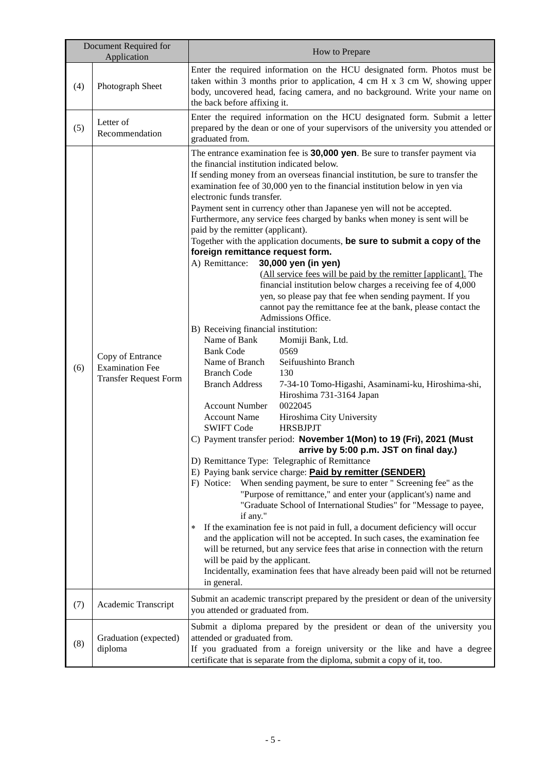| Document Required for Application | | How to Prepare |
|---|---|---|
| (4) | Photograph Sheet | Enter the required information on the HCU designated form. Photos must be taken within 3 months prior to application, 4 cm H x 3 cm W, showing upper body, uncovered head, facing camera, and no background. Write your name on the back before affixing it. |
| (5) | Letter of Recommendation | Enter the required information on the HCU designated form. Submit a letter prepared by the dean or one of your supervisors of the university you attended or graduated from. |
| (6) | Copy of Entrance Examination Fee Transfer Request Form | The entrance examination fee is **30,000 yen**. Be sure to transfer payment via the financial institution indicated below.<br>If sending money from an overseas financial institution, be sure to transfer the examination fee of 30,000 yen to the financial institution below in yen via electronic funds transfer.<br>Payment sent in currency other than Japanese yen will not be accepted. Furthermore, any service fees charged by banks when money is sent will be paid by the remitter (applicant).<br>Together with the application documents, **be sure to submit a copy of the foreign remittance request form.**<br>A) Remittance: **30,000 yen (in yen)**<br>(All service fees will be paid by the remitter [applicant]. The financial institution below charges a receiving fee of 4,000 yen, so please pay that fee when sending payment. If you cannot pay the remittance fee at the bank, please contact the Admissions Office.<br>B) Receiving financial institution:<br>Name of Bank: Momiji Bank, Ltd.<br>Bank Code: 0569<br>Name of Branch: Seifuushinto Branch<br>Branch Code: 130<br>Branch Address: 7-34-10 Tomo-Higashi, Asaminami-ku, Hiroshima-shi, Hiroshima 731-3164 Japan<br>Account Number: 0022045<br>Account Name: Hiroshima City University<br>SWIFT Code: HRSBJPJT<br>C) Payment transfer period: **November 1(Mon) to 19 (Fri), 2021 (Must arrive by 5:00 p.m. JST on final day.)**<br>D) Remittance Type: Telegraphic of Remittance<br>E) Paying bank service charge: **Paid by remitter (SENDER)**<br>F) Notice: When sending payment, be sure to enter " Screening fee" as the "Purpose of remittance," and enter your (applicant's) name and "Graduate School of International Studies" for "Message to payee, if any."<br>* If the examination fee is not paid in full, a document deficiency will occur and the application will not be accepted. In such cases, the examination fee will be returned, but any service fees that arise in connection with the return will be paid by the applicant.<br>Incidentally, examination fees that have already been paid will not be returned in general. |
| (7) | Academic Transcript | Submit an academic transcript prepared by the president or dean of the university you attended or graduated from. |
| (8) | Graduation (expected) diploma | Submit a diploma prepared by the president or dean of the university you attended or graduated from.<br>If you graduated from a foreign university or the like and have a degree certificate that is separate from the diploma, submit a copy of it, too. |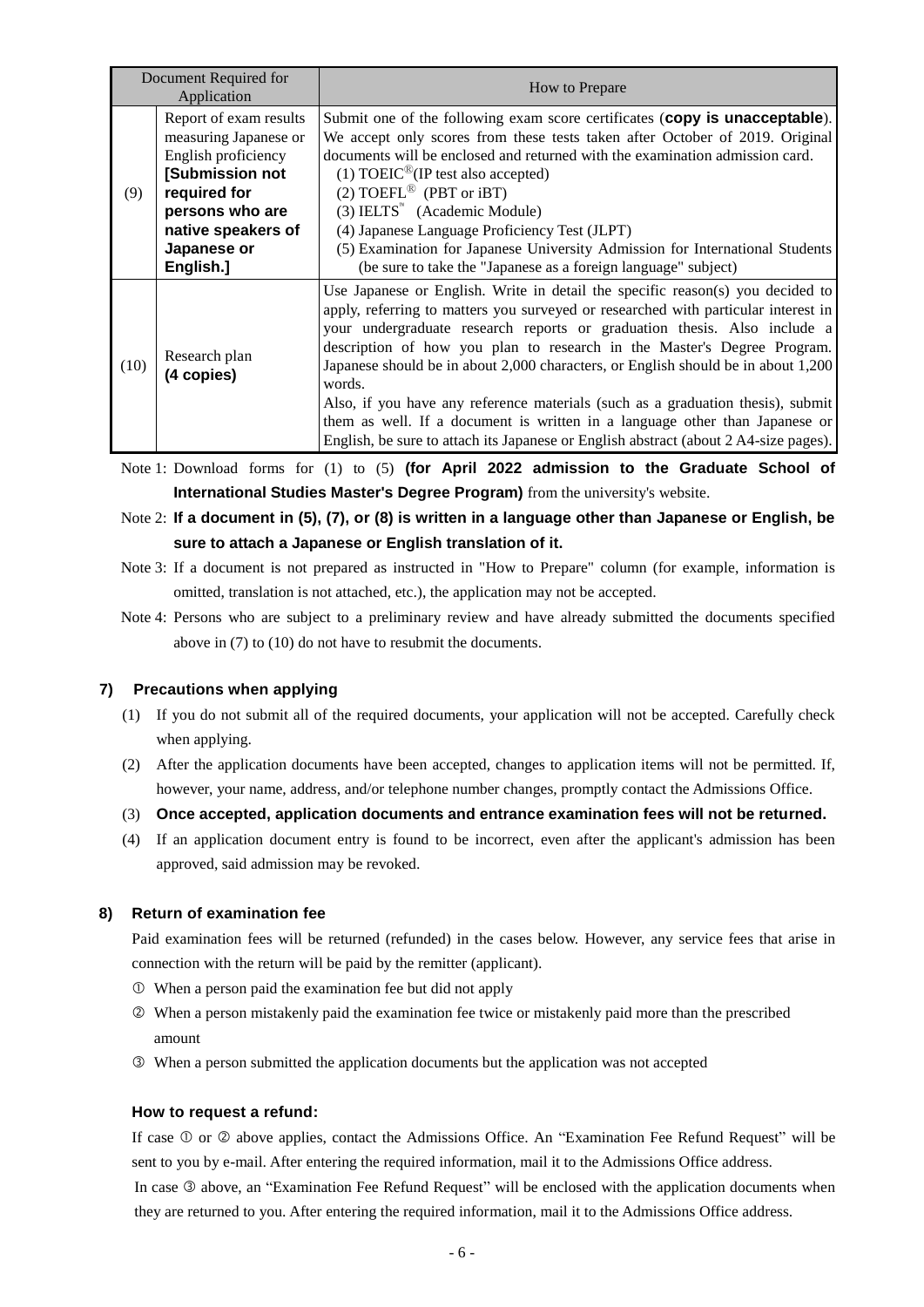| | Document Required for Application | How to Prepare |
|---|---|---|
| (9) | Report of exam results measuring Japanese or English proficiency **[Submission not required for persons who are native speakers of Japanese or English.]** | Submit one of the following exam score certificates (**copy is unacceptable**). We accept only scores from these tests taken after October of 2019. Original documents will be enclosed and returned with the examination admission card.<br>(1) TOEIC®(IP test also accepted)<br>(2) TOEFL® (PBT or iBT)<br>(3) IELTS™ (Academic Module)<br>(4) Japanese Language Proficiency Test (JLPT)<br>(5) Examination for Japanese University Admission for International Students (be sure to take the "Japanese as a foreign language" subject) |
| (10) | Research plan **(4 copies)** | Use Japanese or English. Write in detail the specific reason(s) you decided to apply, referring to matters you surveyed or researched with particular interest in your undergraduate research reports or graduation thesis. Also include a description of how you plan to research in the Master's Degree Program. Japanese should be in about 2,000 characters, or English should be in about 1,200 words.<br>Also, if you have any reference materials (such as a graduation thesis), submit them as well. If a document is written in a language other than Japanese or English, be sure to attach its Japanese or English abstract (about 2 A4-size pages). |

Note 1: Download forms for (1) to (5) **(for April 2022 admission to the Graduate School of International Studies Master's Degree Program)** from the university's website.

Note 2: **If a document in (5), (7), or (8) is written in a language other than Japanese or English, be sure to attach a Japanese or English translation of it.**

Note 3: If a document is not prepared as instructed in "How to Prepare" column (for example, information is omitted, translation is not attached, etc.), the application may not be accepted.

Note 4: Persons who are subject to a preliminary review and have already submitted the documents specified above in (7) to (10) do not have to resubmit the documents.

### 7) Precautions when applying

(1) If you do not submit all of the required documents, your application will not be accepted. Carefully check when applying.

(2) After the application documents have been accepted, changes to application items will not be permitted. If, however, your name, address, and/or telephone number changes, promptly contact the Admissions Office.

(3) **Once accepted, application documents and entrance examination fees will not be returned.**

(4) If an application document entry is found to be incorrect, even after the applicant's admission has been approved, said admission may be revoked.

### 8) Return of examination fee

Paid examination fees will be returned (refunded) in the cases below. However, any service fees that arise in connection with the return will be paid by the remitter (applicant).

① When a person paid the examination fee but did not apply

② When a person mistakenly paid the examination fee twice or mistakenly paid more than the prescribed amount

③ When a person submitted the application documents but the application was not accepted

**How to request a refund:**

If case ① or ② above applies, contact the Admissions Office. An "Examination Fee Refund Request" will be sent to you by e-mail. After entering the required information, mail it to the Admissions Office address.

In case ③ above, an "Examination Fee Refund Request" will be enclosed with the application documents when they are returned to you. After entering the required information, mail it to the Admissions Office address.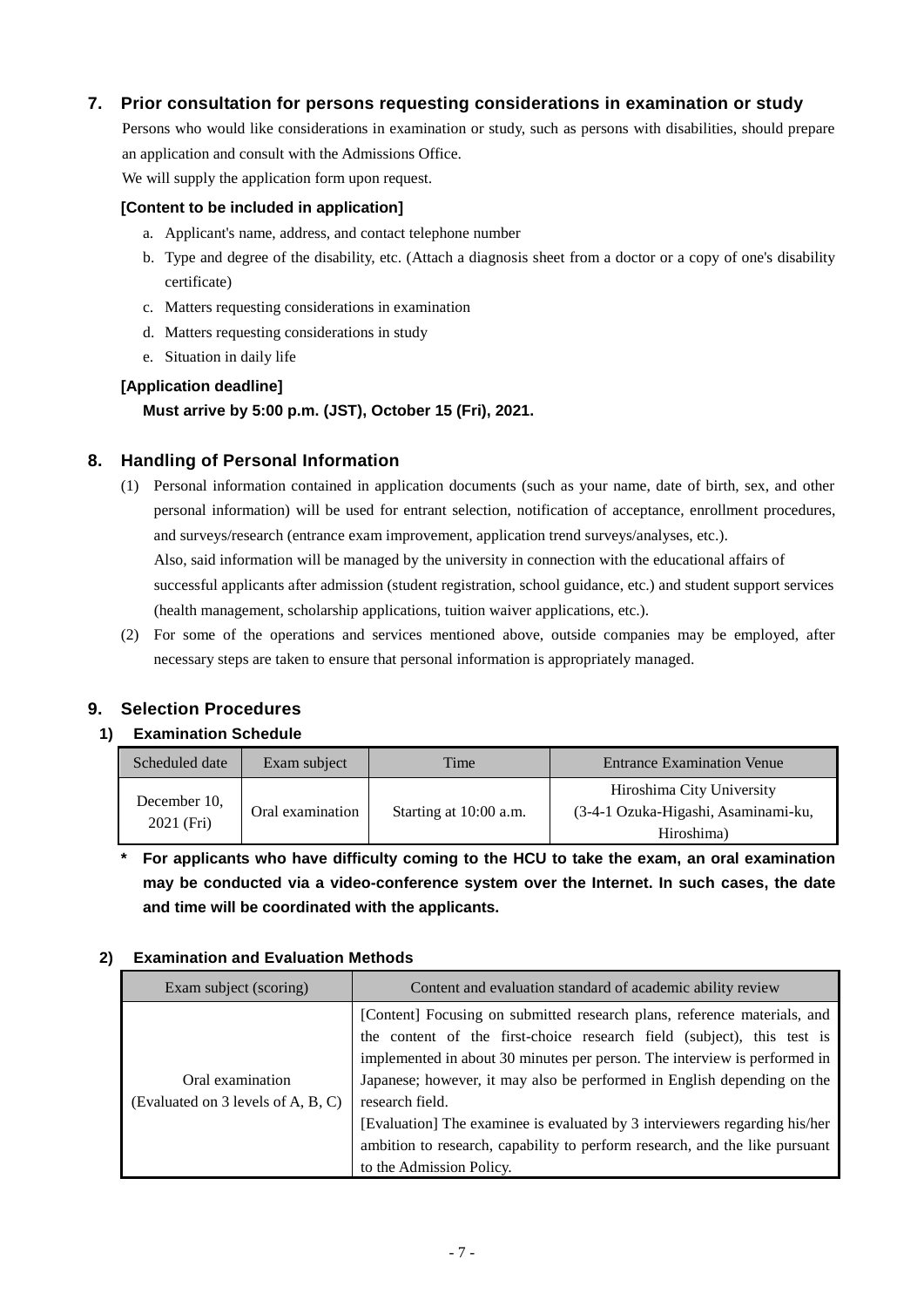## 7. Prior consultation for persons requesting considerations in examination or study

Persons who would like considerations in examination or study, such as persons with disabilities, should prepare an application and consult with the Admissions Office.

We will supply the application form upon request.

**[Content to be included in application]**

a. Applicant's name, address, and contact telephone number
b. Type and degree of the disability, etc. (Attach a diagnosis sheet from a doctor or a copy of one's disability certificate)
c. Matters requesting considerations in examination
d. Matters requesting considerations in study
e. Situation in daily life

**[Application deadline]**

**Must arrive by 5:00 p.m. (JST), October 15 (Fri), 2021.**

## 8. Handling of Personal Information

(1) Personal information contained in application documents (such as your name, date of birth, sex, and other personal information) will be used for entrant selection, notification of acceptance, enrollment procedures, and surveys/research (entrance exam improvement, application trend surveys/analyses, etc.).
Also, said information will be managed by the university in connection with the educational affairs of successful applicants after admission (student registration, school guidance, etc.) and student support services (health management, scholarship applications, tuition waiver applications, etc.).

(2) For some of the operations and services mentioned above, outside companies may be employed, after necessary steps are taken to ensure that personal information is appropriately managed.

## 9. Selection Procedures

### 1) Examination Schedule

| Scheduled date | Exam subject | Time | Entrance Examination Venue |
|---|---|---|---|
| December 10, 2021 (Fri) | Oral examination | Starting at 10:00 a.m. | Hiroshima City University (3-4-1 Ozuka-Higashi, Asaminami-ku, Hiroshima) |

**\* For applicants who have difficulty coming to the HCU to take the exam, an oral examination may be conducted via a video-conference system over the Internet. In such cases, the date and time will be coordinated with the applicants.**

### 2) Examination and Evaluation Methods

| Exam subject (scoring) | Content and evaluation standard of academic ability review |
|---|---|
| Oral examination (Evaluated on 3 levels of A, B, C) | [Content] Focusing on submitted research plans, reference materials, and the content of the first-choice research field (subject), this test is implemented in about 30 minutes per person. The interview is performed in Japanese; however, it may also be performed in English depending on the research field.<br>[Evaluation] The examinee is evaluated by 3 interviewers regarding his/her ambition to research, capability to perform research, and the like pursuant to the Admission Policy. |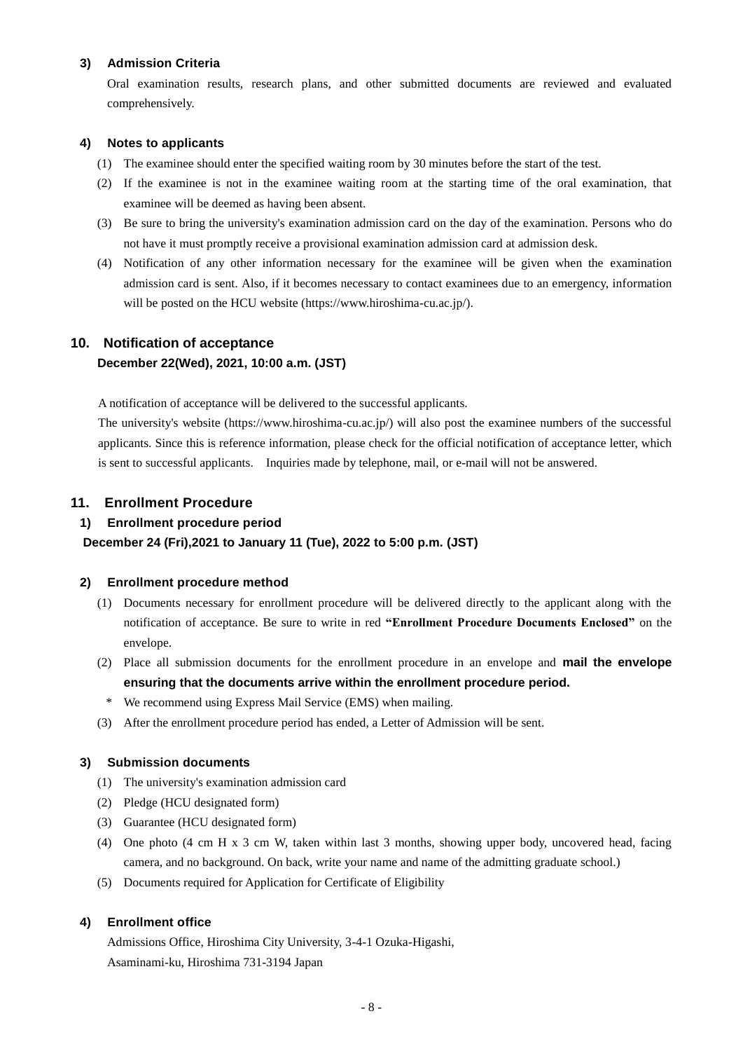### 3) Admission Criteria

Oral examination results, research plans, and other submitted documents are reviewed and evaluated comprehensively.

### 4) Notes to applicants

(1) The examinee should enter the specified waiting room by 30 minutes before the start of the test.

(2) If the examinee is not in the examinee waiting room at the starting time of the oral examination, that examinee will be deemed as having been absent.

(3) Be sure to bring the university's examination admission card on the day of the examination. Persons who do not have it must promptly receive a provisional examination admission card at admission desk.

(4) Notification of any other information necessary for the examinee will be given when the examination admission card is sent. Also, if it becomes necessary to contact examinees due to an emergency, information will be posted on the HCU website (https://www.hiroshima-cu.ac.jp/).

## 10. Notification of acceptance

**December 22(Wed), 2021, 10:00 a.m. (JST)**

A notification of acceptance will be delivered to the successful applicants.

The university's website (https://www.hiroshima-cu.ac.jp/) will also post the examinee numbers of the successful applicants. Since this is reference information, please check for the official notification of acceptance letter, which is sent to successful applicants. Inquiries made by telephone, mail, or e-mail will not be answered.

## 11. Enrollment Procedure

### 1) Enrollment procedure period

**December 24 (Fri),2021 to January 11 (Tue), 2022 to 5:00 p.m. (JST)**

### 2) Enrollment procedure method

(1) Documents necessary for enrollment procedure will be delivered directly to the applicant along with the notification of acceptance. Be sure to write in red **"Enrollment Procedure Documents Enclosed"** on the envelope.

(2) Place all submission documents for the enrollment procedure in an envelope and **mail the envelope ensuring that the documents arrive within the enrollment procedure period.**

\* We recommend using Express Mail Service (EMS) when mailing.

(3) After the enrollment procedure period has ended, a Letter of Admission will be sent.

### 3) Submission documents

(1) The university's examination admission card

(2) Pledge (HCU designated form)

(3) Guarantee (HCU designated form)

(4) One photo (4 cm H x 3 cm W, taken within last 3 months, showing upper body, uncovered head, facing camera, and no background. On back, write your name and name of the admitting graduate school.)

(5) Documents required for Application for Certificate of Eligibility

### 4) Enrollment office

Admissions Office, Hiroshima City University, 3-4-1 Ozuka-Higashi,
Asaminami-ku, Hiroshima 731-3194 Japan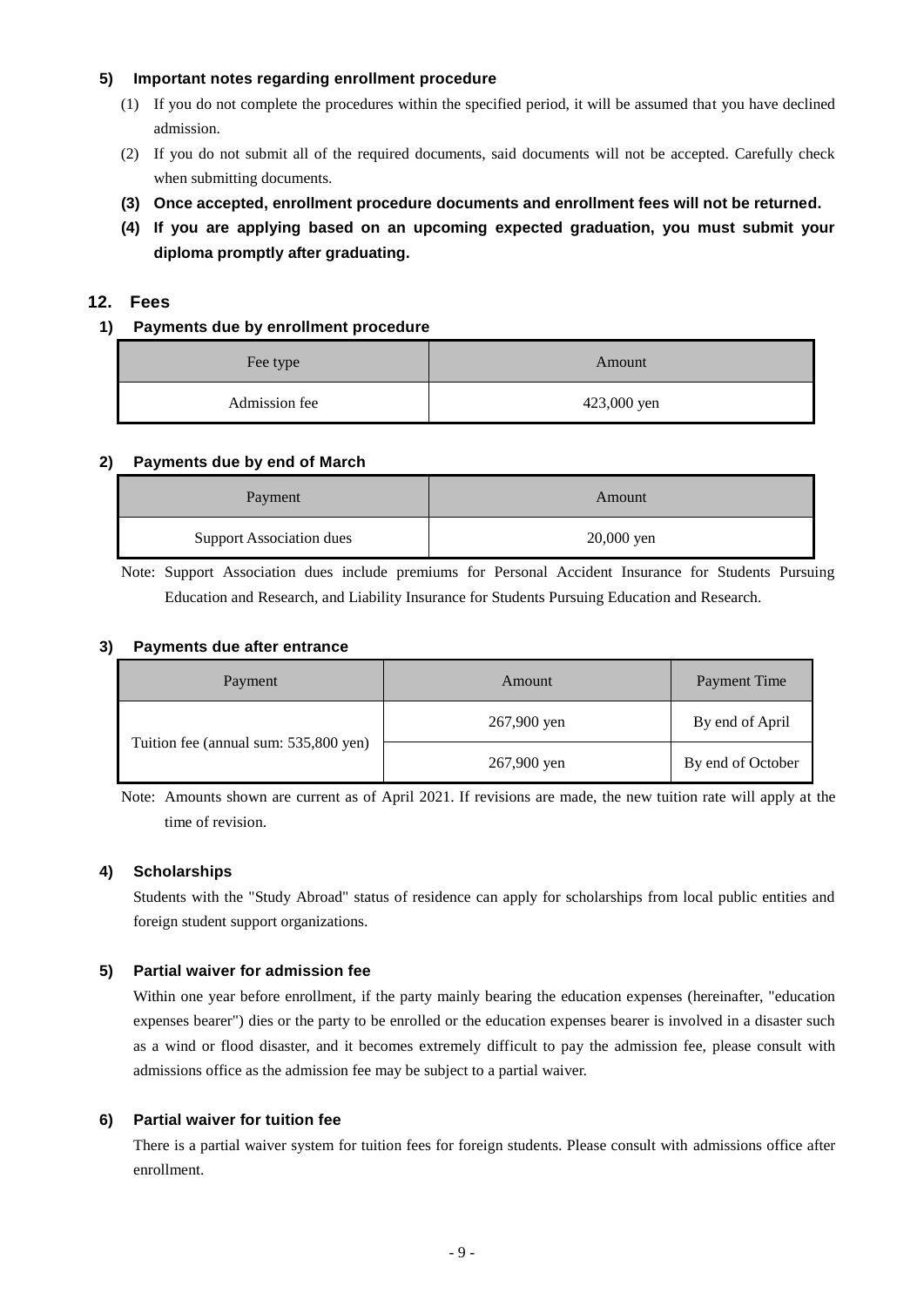### 5) Important notes regarding enrollment procedure

(1) If you do not complete the procedures within the specified period, it will be assumed that you have declined admission.

(2) If you do not submit all of the required documents, said documents will not be accepted. Carefully check when submitting documents.

**(3) Once accepted, enrollment procedure documents and enrollment fees will not be returned.**

**(4) If you are applying based on an upcoming expected graduation, you must submit your diploma promptly after graduating.**

## 12. Fees

### 1) Payments due by enrollment procedure

| Fee type | Amount |
|---|---|
| Admission fee | 423,000 yen |

### 2) Payments due by end of March

| Payment | Amount |
|---|---|
| Support Association dues | 20,000 yen |

Note: Support Association dues include premiums for Personal Accident Insurance for Students Pursuing Education and Research, and Liability Insurance for Students Pursuing Education and Research.

### 3) Payments due after entrance

| Payment | Amount | Payment Time |
|---|---|---|
| Tuition fee (annual sum: 535,800 yen) | 267,900 yen | By end of April |
| | 267,900 yen | By end of October |

Note: Amounts shown are current as of April 2021. If revisions are made, the new tuition rate will apply at the time of revision.

### 4) Scholarships

Students with the "Study Abroad" status of residence can apply for scholarships from local public entities and foreign student support organizations.

### 5) Partial waiver for admission fee

Within one year before enrollment, if the party mainly bearing the education expenses (hereinafter, "education expenses bearer") dies or the party to be enrolled or the education expenses bearer is involved in a disaster such as a wind or flood disaster, and it becomes extremely difficult to pay the admission fee, please consult with admissions office as the admission fee may be subject to a partial waiver.

### 6) Partial waiver for tuition fee

There is a partial waiver system for tuition fees for foreign students. Please consult with admissions office after enrollment.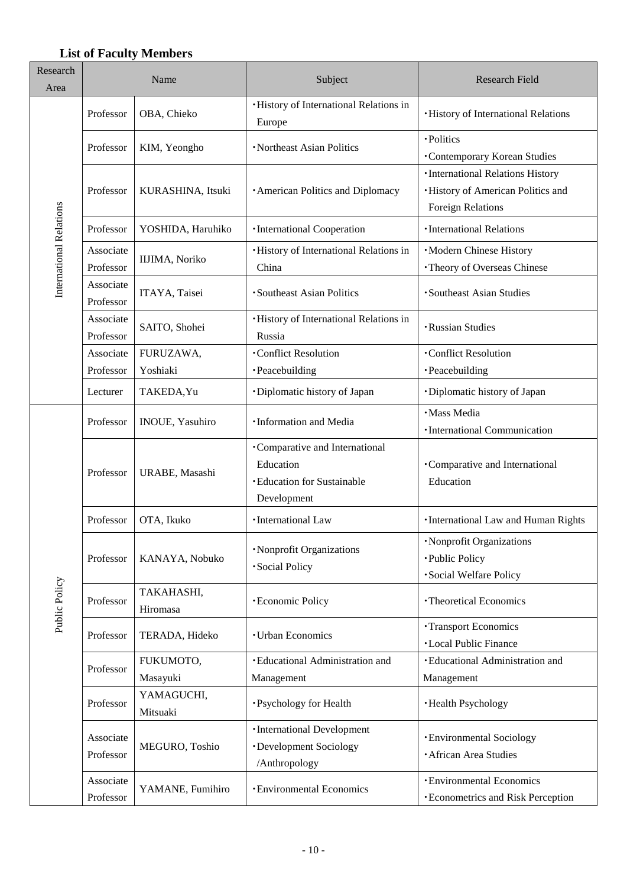## List of Faculty Members

| Research Area | Name | | Subject | Research Field |
|---|---|---|---|---|
| International Relations | Professor | OBA, Chieko | ･History of International Relations in Europe | ･History of International Relations |
| | Professor | KIM, Yeongho | ･Northeast Asian Politics | ･Politics<br>･Contemporary Korean Studies |
| | Professor | KURASHINA, Itsuki | ･American Politics and Diplomacy | ･International Relations History<br>･History of American Politics and Foreign Relations |
| | Professor | YOSHIDA, Haruhiko | ･International Cooperation | ･International Relations |
| | Associate Professor | IIJIMA, Noriko | ･History of International Relations in China | ･Modern Chinese History<br>･Theory of Overseas Chinese |
| | Associate Professor | ITAYA, Taisei | ･Southeast Asian Politics | ･Southeast Asian Studies |
| | Associate Professor | SAITO, Shohei | ･History of International Relations in Russia | ･Russian Studies |
| | Associate Professor | FURUZAWA, Yoshiaki | ･Conflict Resolution<br>･Peacebuilding | ･Conflict Resolution<br>･Peacebuilding |
| | Lecturer | TAKEDA,Yu | ･Diplomatic history of Japan | ･Diplomatic history of Japan |
| Public Policy | Professor | INOUE, Yasuhiro | ･Information and Media | ･Mass Media<br>･International Communication |
| | Professor | URABE, Masashi | ･Comparative and International Education<br>･Education for Sustainable Development | ･Comparative and International Education |
| | Professor | OTA, Ikuko | ･International Law | ･International Law and Human Rights |
| | Professor | KANAYA, Nobuko | ･Nonprofit Organizations<br>･Social Policy | ･Nonprofit Organizations<br>･Public Policy<br>･Social Welfare Policy |
| | Professor | TAKAHASHI, Hiromasa | ･Economic Policy | ･Theoretical Economics |
| | Professor | TERADA, Hideko | ･Urban Economics | ･Transport Economics<br>･Local Public Finance |
| | Professor | FUKUMOTO, Masayuki | ･Educational Administration and Management | ･Educational Administration and Management |
| | Professor | YAMAGUCHI, Mitsuaki | ･Psychology for Health | ･Health Psychology |
| | Associate Professor | MEGURO, Toshio | ･International Development<br>･Development Sociology /Anthropology | ･Environmental Sociology<br>･African Area Studies |
| | Associate Professor | YAMANE, Fumihiro | ･Environmental Economics | ･Environmental Economics<br>･Econometrics and Risk Perception |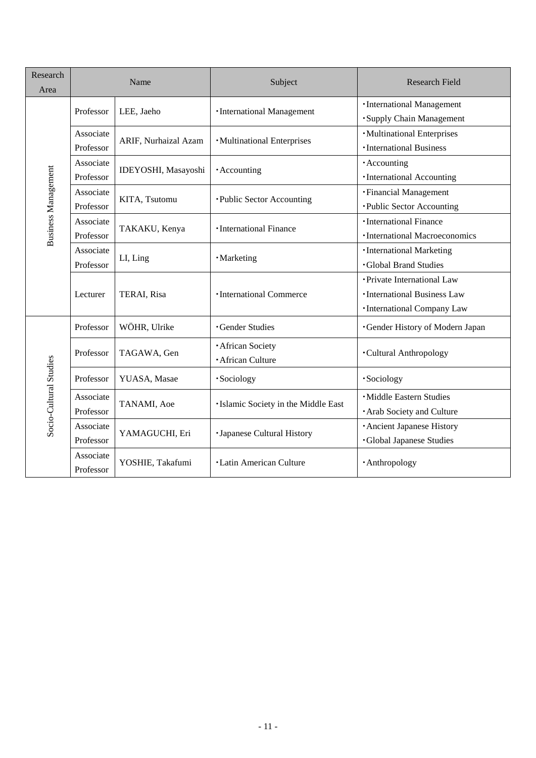| Research Area | Name | | Subject | Research Field |
|---|---|---|---|---|
| Business Management | Professor | LEE, Jaeho | ・International Management | ・International Management<br>・Supply Chain Management |
| | Associate Professor | ARIF, Nurhaizal Azam | ・Multinational Enterprises | ・Multinational Enterprises<br>・International Business |
| | Associate Professor | IDEYOSHI, Masayoshi | ・Accounting | ・Accounting<br>・International Accounting |
| | Associate Professor | KITA, Tsutomu | ・Public Sector Accounting | ・Financial Management<br>・Public Sector Accounting |
| | Associate Professor | TAKAKU, Kenya | ・International Finance | ・International Finance<br>・International Macroeconomics |
| | Associate Professor | LI, Ling | ・Marketing | ・International Marketing<br>・Global Brand Studies |
| | Lecturer | TERAI, Risa | ・International Commerce | ・Private International Law<br>・International Business Law<br>・International Company Law |
| Socio-Cultural Studies | Professor | WÖHR, Ulrike | ・Gender Studies | ・Gender History of Modern Japan |
| | Professor | TAGAWA, Gen | ・African Society<br>・African Culture | ・Cultural Anthropology |
| | Professor | YUASA, Masae | ・Sociology | ・Sociology |
| | Associate Professor | TANAMI, Aoe | ・Islamic Society in the Middle East | ・Middle Eastern Studies<br>・Arab Society and Culture |
| | Associate Professor | YAMAGUCHI, Eri | ・Japanese Cultural History | ・Ancient Japanese History<br>・Global Japanese Studies |
| | Associate Professor | YOSHIE, Takafumi | ・Latin American Culture | ・Anthropology |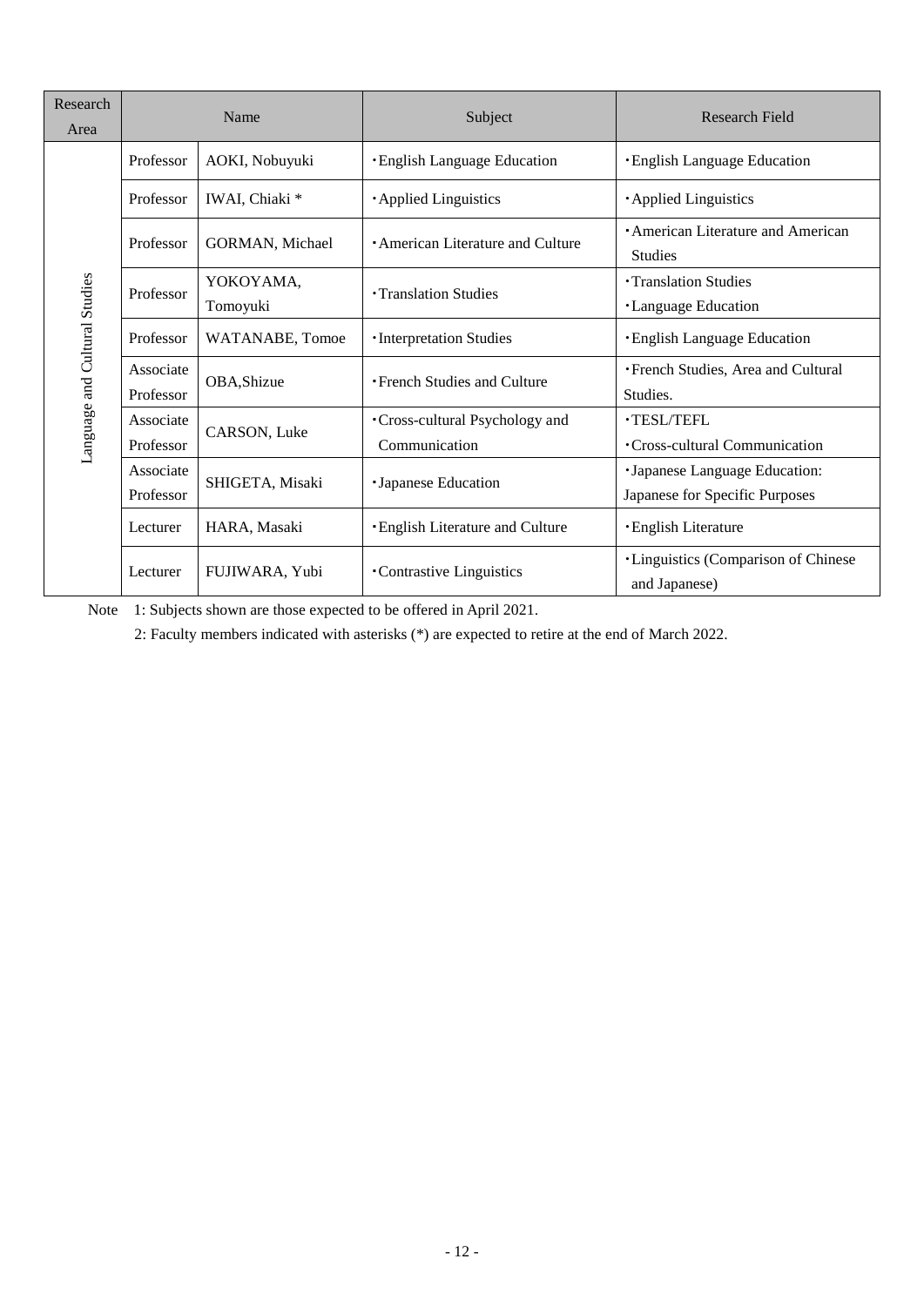| Research Area | Name | | Subject | Research Field |
|---|---|---|---|---|
| Language and Cultural Studies | Professor | AOKI, Nobuyuki | ･English Language Education | ･English Language Education |
| | Professor | IWAI, Chiaki * | ･Applied Linguistics | ･Applied Linguistics |
| | Professor | GORMAN, Michael | ･American Literature and Culture | ･American Literature and American Studies |
| | Professor | YOKOYAMA, Tomoyuki | ･Translation Studies | ･Translation Studies<br>･Language Education |
| | Professor | WATANABE, Tomoe | ･Interpretation Studies | ･English Language Education |
| | Associate Professor | OBA,Shizue | ･French Studies and Culture | ･French Studies, Area and Cultural Studies. |
| | Associate Professor | CARSON, Luke | ･Cross-cultural Psychology and Communication | ･TESL/TEFL<br>･Cross-cultural Communication |
| | Associate Professor | SHIGETA, Misaki | ･Japanese Education | ･Japanese Language Education: Japanese for Specific Purposes |
| | Lecturer | HARA, Masaki | ･English Literature and Culture | ･English Literature |
| | Lecturer | FUJIWARA, Yubi | ･Contrastive Linguistics | ･Linguistics (Comparison of Chinese and Japanese) |

Note 1: Subjects shown are those expected to be offered in April 2021.

2: Faculty members indicated with asterisks (*) are expected to retire at the end of March 2022.